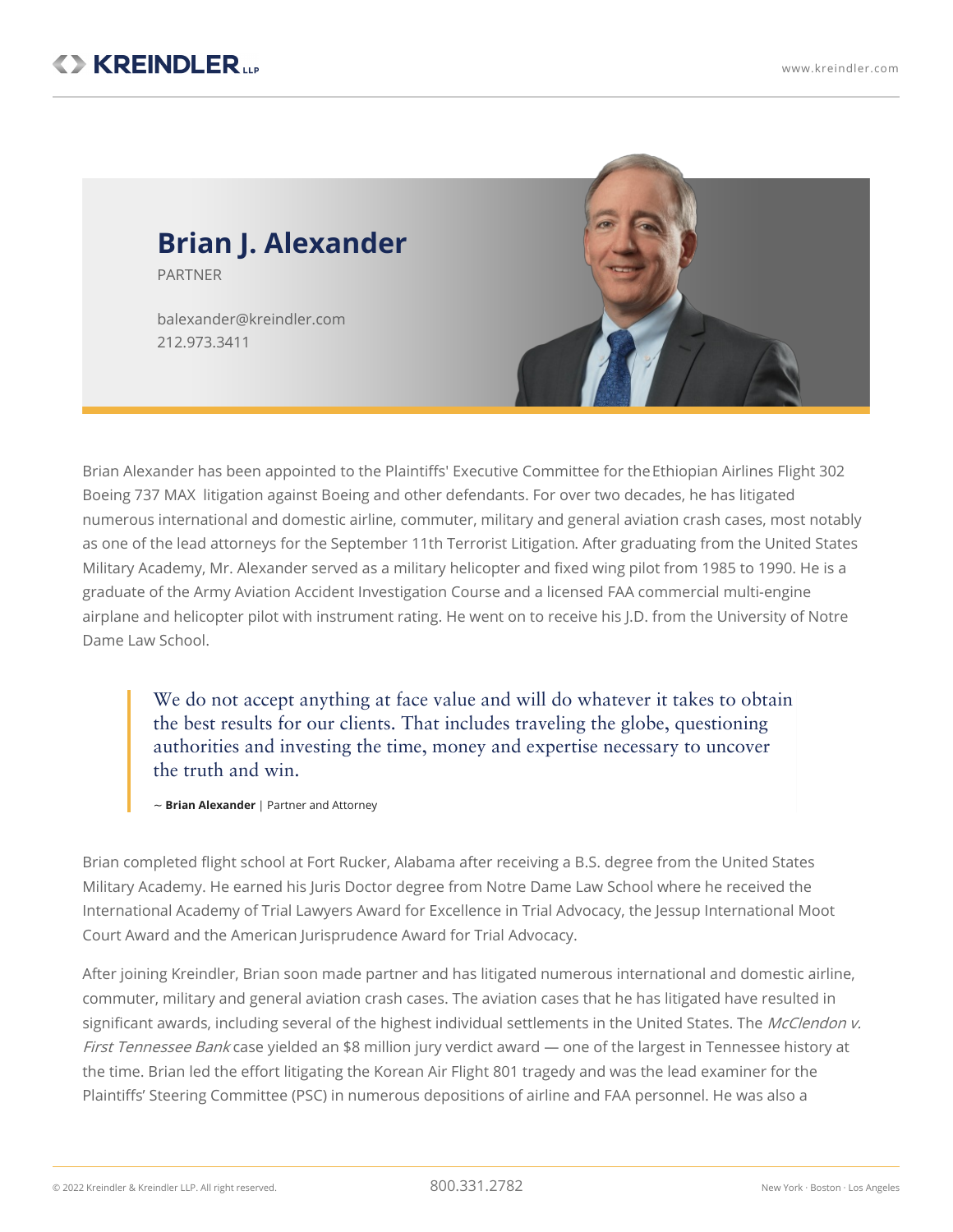# Brian J. Alexander

PARTNER

balexander@kreindler.com
212.973.3411

Brian Alexander has been appointed to the Plaintiffs' Executive Committee for the Ethiopian Airlines Flight 302 Boeing 737 MAX litigation against Boeing and other defendants. For over two decades, he has litigated numerous international and domestic airline, commuter, military and general aviation crash cases, most notably as one of the lead attorneys for the September 11th Terrorist Litigation. After graduating from the United States Military Academy, Mr. Alexander served as a military helicopter and fixed wing pilot from 1985 to 1990. He is a graduate of the Army Aviation Accident Investigation Course and a licensed FAA commercial multi-engine airplane and helicopter pilot with instrument rating. He went on to receive his J.D. from the University of Notre Dame Law School.

> We do not accept anything at face value and will do whatever it takes to obtain the best results for our clients. That includes traveling the globe, questioning authorities and investing the time, money and expertise necessary to uncover the truth and win.
>
> ~ **Brian Alexander** | Partner and Attorney

Brian completed flight school at Fort Rucker, Alabama after receiving a B.S. degree from the United States Military Academy. He earned his Juris Doctor degree from Notre Dame Law School where he received the International Academy of Trial Lawyers Award for Excellence in Trial Advocacy, the Jessup International Moot Court Award and the American Jurisprudence Award for Trial Advocacy.

After joining Kreindler, Brian soon made partner and has litigated numerous international and domestic airline, commuter, military and general aviation crash cases. The aviation cases that he has litigated have resulted in significant awards, including several of the highest individual settlements in the United States. The *McClendon v. First Tennessee Bank* case yielded an $8 million jury verdict award — one of the largest in Tennessee history at the time. Brian led the effort litigating the Korean Air Flight 801 tragedy and was the lead examiner for the Plaintiffs' Steering Committee (PSC) in numerous depositions of airline and FAA personnel. He was also a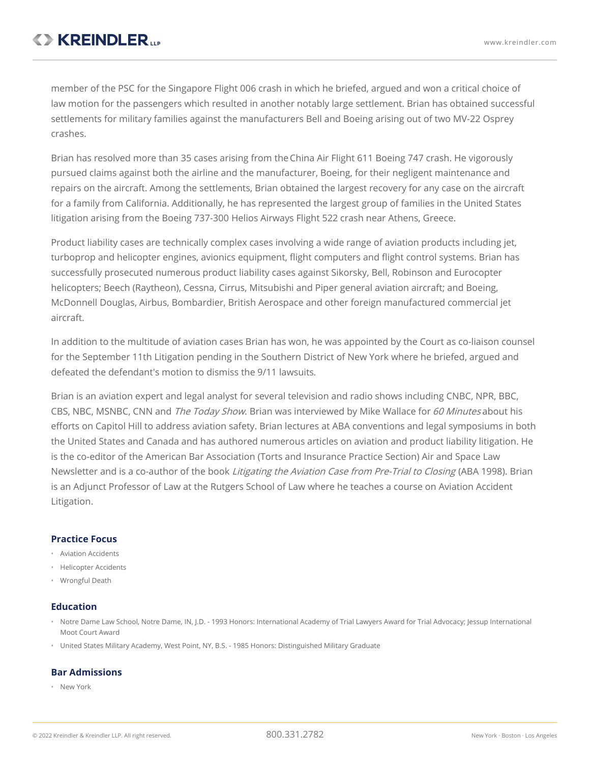member of the PSC for the Singapore Flight 006 crash in which he briefed, argued and won a critical choice of law motion for the passengers which resulted in another notably large settlement. Brian has obtained successful settlements for military families against the manufacturers Bell and Boeing arising out of two MV-22 Osprey crashes.

Brian has resolved more than 35 cases arising from the China Air Flight 611 Boeing 747 crash. He vigorously pursued claims against both the airline and the manufacturer, Boeing, for their negligent maintenance and repairs on the aircraft. Among the settlements, Brian obtained the largest recovery for any case on the aircraft for a family from California. Additionally, he has represented the largest group of families in the United States litigation arising from the Boeing 737-300 Helios Airways Flight 522 crash near Athens, Greece.

Product liability cases are technically complex cases involving a wide range of aviation products including jet, turboprop and helicopter engines, avionics equipment, flight computers and flight control systems. Brian has successfully prosecuted numerous product liability cases against Sikorsky, Bell, Robinson and Eurocopter helicopters; Beech (Raytheon), Cessna, Cirrus, Mitsubishi and Piper general aviation aircraft; and Boeing, McDonnell Douglas, Airbus, Bombardier, British Aerospace and other foreign manufactured commercial jet aircraft.

In addition to the multitude of aviation cases Brian has won, he was appointed by the Court as co-liaison counsel for the September 11th Litigation pending in the Southern District of New York where he briefed, argued and defeated the defendant's motion to dismiss the 9/11 lawsuits.

Brian is an aviation expert and legal analyst for several television and radio shows including CNBC, NPR, BBC, CBS, NBC, MSNBC, CNN and *The Today Show*. Brian was interviewed by Mike Wallace for *60 Minutes* about his efforts on Capitol Hill to address aviation safety. Brian lectures at ABA conventions and legal symposiums in both the United States and Canada and has authored numerous articles on aviation and product liability litigation. He is the co-editor of the American Bar Association (Torts and Insurance Practice Section) Air and Space Law Newsletter and is a co-author of the book *Litigating the Aviation Case from Pre-Trial to Closing* (ABA 1998). Brian is an Adjunct Professor of Law at the Rutgers School of Law where he teaches a course on Aviation Accident Litigation.

### Practice Focus

- Aviation Accidents
- Helicopter Accidents
- Wrongful Death

### Education

- Notre Dame Law School, Notre Dame, IN, J.D. - 1993 Honors: International Academy of Trial Lawyers Award for Trial Advocacy; Jessup International Moot Court Award
- United States Military Academy, West Point, NY, B.S. - 1985 Honors: Distinguished Military Graduate

### Bar Admissions

- New York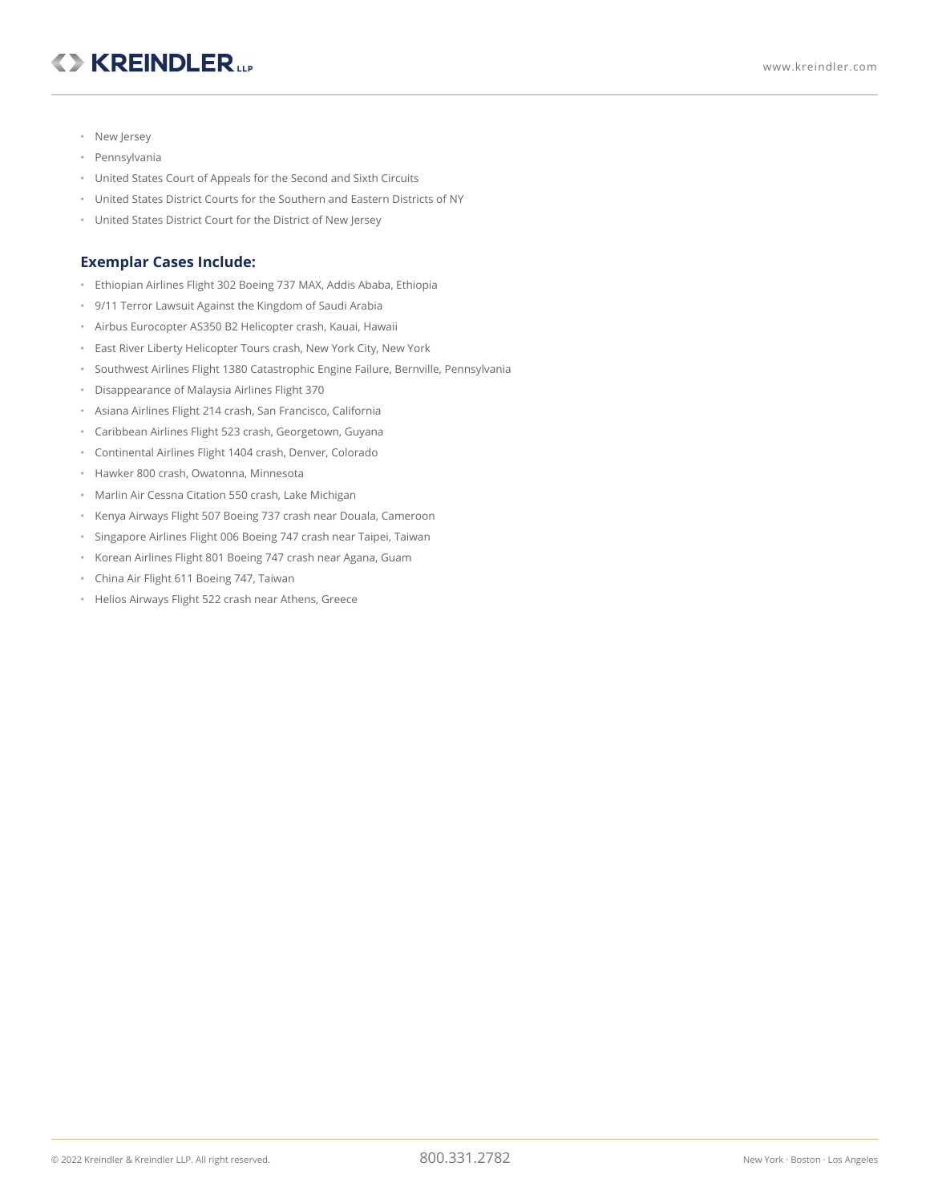- New Jersey
- Pennsylvania
- United States Court of Appeals for the Second and Sixth Circuits
- United States District Courts for the Southern and Eastern Districts of NY
- United States District Court for the District of New Jersey

### Exemplar Cases Include:

- Ethiopian Airlines Flight 302 Boeing 737 MAX, Addis Ababa, Ethiopia
- 9/11 Terror Lawsuit Against the Kingdom of Saudi Arabia
- Airbus Eurocopter AS350 B2 Helicopter crash, Kauai, Hawaii
- East River Liberty Helicopter Tours crash, New York City, New York
- Southwest Airlines Flight 1380 Catastrophic Engine Failure, Bernville, Pennsylvania
- Disappearance of Malaysia Airlines Flight 370
- Asiana Airlines Flight 214 crash, San Francisco, California
- Caribbean Airlines Flight 523 crash, Georgetown, Guyana
- Continental Airlines Flight 1404 crash, Denver, Colorado
- Hawker 800 crash, Owatonna, Minnesota
- Marlin Air Cessna Citation 550 crash, Lake Michigan
- Kenya Airways Flight 507 Boeing 737 crash near Douala, Cameroon
- Singapore Airlines Flight 006 Boeing 747 crash near Taipei, Taiwan
- Korean Airlines Flight 801 Boeing 747 crash near Agana, Guam
- China Air Flight 611 Boeing 747, Taiwan
- Helios Airways Flight 522 crash near Athens, Greece